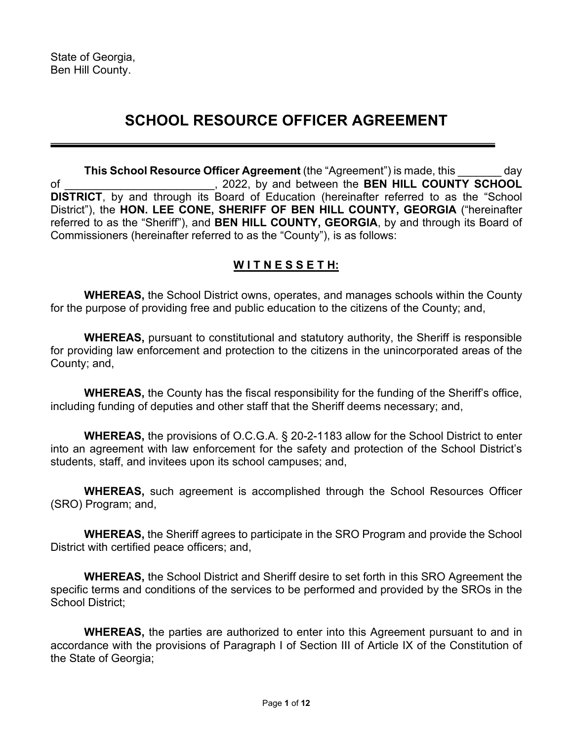State of Georgia,
Ben Hill County.

# SCHOOL RESOURCE OFFICER AGREEMENT

---

**This School Resource Officer Agreement** (the "Agreement") is made, this _______ day of ________________________, 2022, by and between the **BEN HILL COUNTY SCHOOL DISTRICT**, by and through its Board of Education (hereinafter referred to as the "School District"), the **HON. LEE CONE, SHERIFF OF BEN HILL COUNTY, GEORGIA** ("hereinafter referred to as the "Sheriff"), and **BEN HILL COUNTY, GEORGIA**, by and through its Board of Commissioners (hereinafter referred to as the "County"), is as follows:

## W I T N E S S E T H:

**WHEREAS,** the School District owns, operates, and manages schools within the County for the purpose of providing free and public education to the citizens of the County; and,

**WHEREAS,** pursuant to constitutional and statutory authority, the Sheriff is responsible for providing law enforcement and protection to the citizens in the unincorporated areas of the County; and,

**WHEREAS,** the County has the fiscal responsibility for the funding of the Sheriff's office, including funding of deputies and other staff that the Sheriff deems necessary; and,

**WHEREAS,** the provisions of O.C.G.A. § 20-2-1183 allow for the School District to enter into an agreement with law enforcement for the safety and protection of the School District's students, staff, and invitees upon its school campuses; and,

**WHEREAS,** such agreement is accomplished through the School Resources Officer (SRO) Program; and,

**WHEREAS,** the Sheriff agrees to participate in the SRO Program and provide the School District with certified peace officers; and,

**WHEREAS,** the School District and Sheriff desire to set forth in this SRO Agreement the specific terms and conditions of the services to be performed and provided by the SROs in the School District;

**WHEREAS,** the parties are authorized to enter into this Agreement pursuant to and in accordance with the provisions of Paragraph I of Section III of Article IX of the Constitution of the State of Georgia;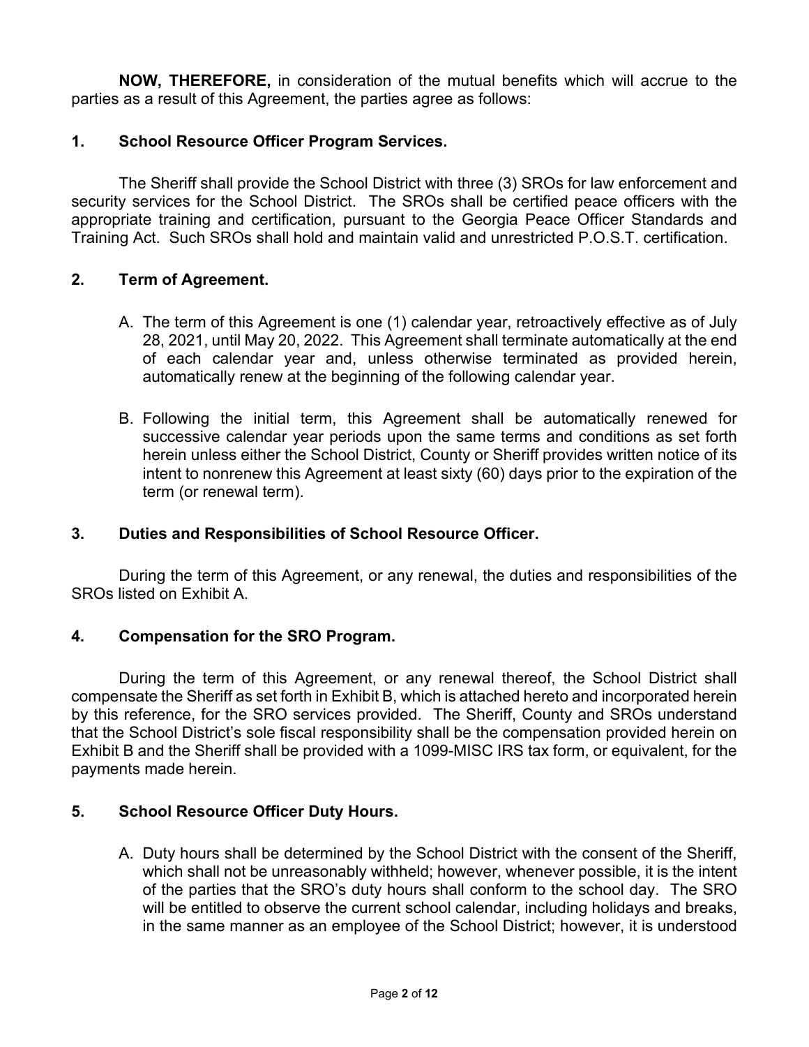**NOW, THEREFORE,** in consideration of the mutual benefits which will accrue to the parties as a result of this Agreement, the parties agree as follows:

**1. School Resource Officer Program Services.**

The Sheriff shall provide the School District with three (3) SROs for law enforcement and security services for the School District. The SROs shall be certified peace officers with the appropriate training and certification, pursuant to the Georgia Peace Officer Standards and Training Act. Such SROs shall hold and maintain valid and unrestricted P.O.S.T. certification.

**2. Term of Agreement.**

A. The term of this Agreement is one (1) calendar year, retroactively effective as of July 28, 2021, until May 20, 2022. This Agreement shall terminate automatically at the end of each calendar year and, unless otherwise terminated as provided herein, automatically renew at the beginning of the following calendar year.

B. Following the initial term, this Agreement shall be automatically renewed for successive calendar year periods upon the same terms and conditions as set forth herein unless either the School District, County or Sheriff provides written notice of its intent to nonrenew this Agreement at least sixty (60) days prior to the expiration of the term (or renewal term).

**3. Duties and Responsibilities of School Resource Officer.**

During the term of this Agreement, or any renewal, the duties and responsibilities of the SROs listed on Exhibit A.

**4. Compensation for the SRO Program.**

During the term of this Agreement, or any renewal thereof, the School District shall compensate the Sheriff as set forth in Exhibit B, which is attached hereto and incorporated herein by this reference, for the SRO services provided. The Sheriff, County and SROs understand that the School District's sole fiscal responsibility shall be the compensation provided herein on Exhibit B and the Sheriff shall be provided with a 1099-MISC IRS tax form, or equivalent, for the payments made herein.

**5. School Resource Officer Duty Hours.**

A. Duty hours shall be determined by the School District with the consent of the Sheriff, which shall not be unreasonably withheld; however, whenever possible, it is the intent of the parties that the SRO's duty hours shall conform to the school day. The SRO will be entitled to observe the current school calendar, including holidays and breaks, in the same manner as an employee of the School District; however, it is understood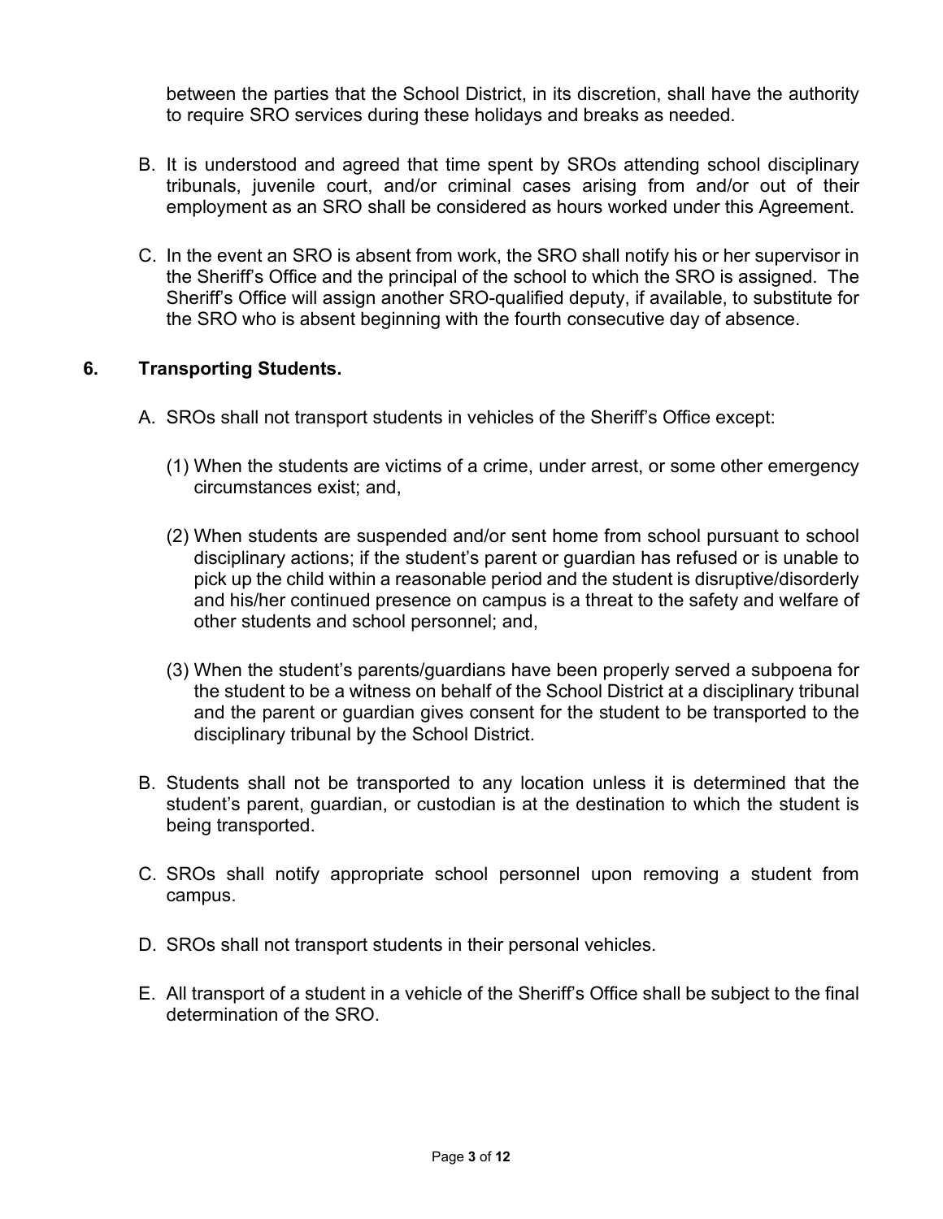between the parties that the School District, in its discretion, shall have the authority to require SRO services during these holidays and breaks as needed.

B. It is understood and agreed that time spent by SROs attending school disciplinary tribunals, juvenile court, and/or criminal cases arising from and/or out of their employment as an SRO shall be considered as hours worked under this Agreement.

C. In the event an SRO is absent from work, the SRO shall notify his or her supervisor in the Sheriff's Office and the principal of the school to which the SRO is assigned. The Sheriff's Office will assign another SRO-qualified deputy, if available, to substitute for the SRO who is absent beginning with the fourth consecutive day of absence.

**6. Transporting Students.**

A. SROs shall not transport students in vehicles of the Sheriff's Office except:

(1) When the students are victims of a crime, under arrest, or some other emergency circumstances exist; and,

(2) When students are suspended and/or sent home from school pursuant to school disciplinary actions; if the student's parent or guardian has refused or is unable to pick up the child within a reasonable period and the student is disruptive/disorderly and his/her continued presence on campus is a threat to the safety and welfare of other students and school personnel; and,

(3) When the student's parents/guardians have been properly served a subpoena for the student to be a witness on behalf of the School District at a disciplinary tribunal and the parent or guardian gives consent for the student to be transported to the disciplinary tribunal by the School District.

B. Students shall not be transported to any location unless it is determined that the student's parent, guardian, or custodian is at the destination to which the student is being transported.

C. SROs shall notify appropriate school personnel upon removing a student from campus.

D. SROs shall not transport students in their personal vehicles.

E. All transport of a student in a vehicle of the Sheriff's Office shall be subject to the final determination of the SRO.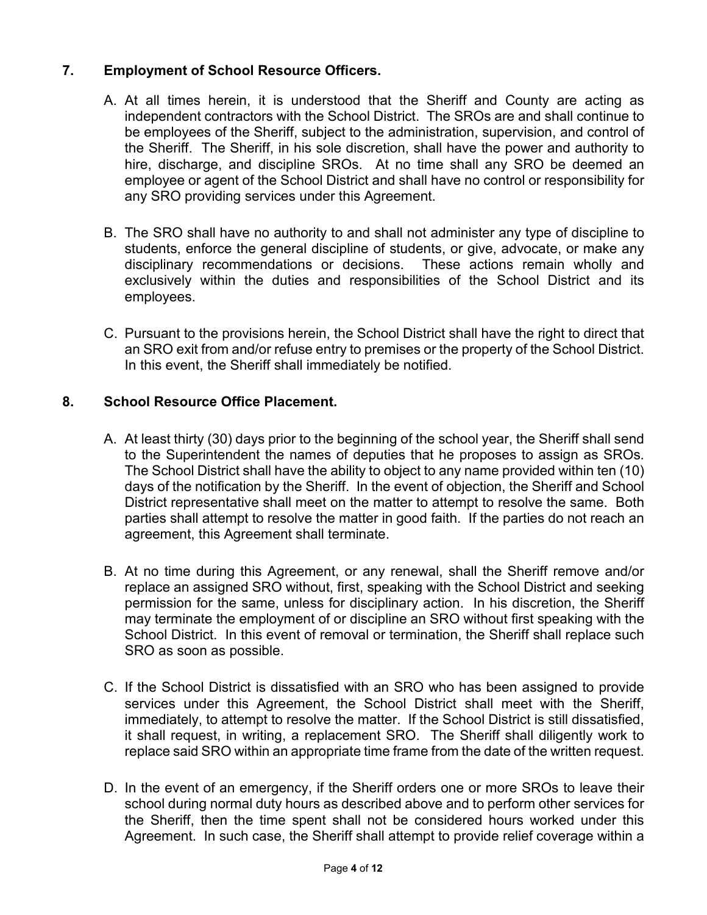## 7. Employment of School Resource Officers.

A. At all times herein, it is understood that the Sheriff and County are acting as independent contractors with the School District. The SROs are and shall continue to be employees of the Sheriff, subject to the administration, supervision, and control of the Sheriff. The Sheriff, in his sole discretion, shall have the power and authority to hire, discharge, and discipline SROs. At no time shall any SRO be deemed an employee or agent of the School District and shall have no control or responsibility for any SRO providing services under this Agreement.

B. The SRO shall have no authority to and shall not administer any type of discipline to students, enforce the general discipline of students, or give, advocate, or make any disciplinary recommendations or decisions. These actions remain wholly and exclusively within the duties and responsibilities of the School District and its employees.

C. Pursuant to the provisions herein, the School District shall have the right to direct that an SRO exit from and/or refuse entry to premises or the property of the School District. In this event, the Sheriff shall immediately be notified.

## 8. School Resource Office Placement.

A. At least thirty (30) days prior to the beginning of the school year, the Sheriff shall send to the Superintendent the names of deputies that he proposes to assign as SROs. The School District shall have the ability to object to any name provided within ten (10) days of the notification by the Sheriff. In the event of objection, the Sheriff and School District representative shall meet on the matter to attempt to resolve the same. Both parties shall attempt to resolve the matter in good faith. If the parties do not reach an agreement, this Agreement shall terminate.

B. At no time during this Agreement, or any renewal, shall the Sheriff remove and/or replace an assigned SRO without, first, speaking with the School District and seeking permission for the same, unless for disciplinary action. In his discretion, the Sheriff may terminate the employment of or discipline an SRO without first speaking with the School District. In this event of removal or termination, the Sheriff shall replace such SRO as soon as possible.

C. If the School District is dissatisfied with an SRO who has been assigned to provide services under this Agreement, the School District shall meet with the Sheriff, immediately, to attempt to resolve the matter. If the School District is still dissatisfied, it shall request, in writing, a replacement SRO. The Sheriff shall diligently work to replace said SRO within an appropriate time frame from the date of the written request.

D. In the event of an emergency, if the Sheriff orders one or more SROs to leave their school during normal duty hours as described above and to perform other services for the Sheriff, then the time spent shall not be considered hours worked under this Agreement. In such case, the Sheriff shall attempt to provide relief coverage within a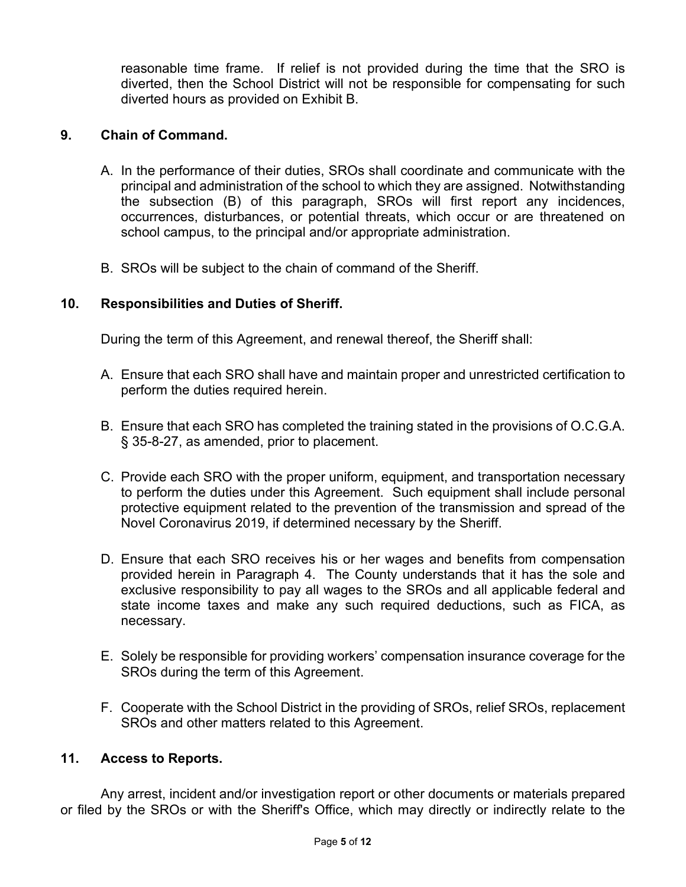reasonable time frame. If relief is not provided during the time that the SRO is diverted, then the School District will not be responsible for compensating for such diverted hours as provided on Exhibit B.

**9. Chain of Command.**

A. In the performance of their duties, SROs shall coordinate and communicate with the principal and administration of the school to which they are assigned. Notwithstanding the subsection (B) of this paragraph, SROs will first report any incidences, occurrences, disturbances, or potential threats, which occur or are threatened on school campus, to the principal and/or appropriate administration.

B. SROs will be subject to the chain of command of the Sheriff.

**10. Responsibilities and Duties of Sheriff.**

During the term of this Agreement, and renewal thereof, the Sheriff shall:

A. Ensure that each SRO shall have and maintain proper and unrestricted certification to perform the duties required herein.

B. Ensure that each SRO has completed the training stated in the provisions of O.C.G.A. § 35-8-27, as amended, prior to placement.

C. Provide each SRO with the proper uniform, equipment, and transportation necessary to perform the duties under this Agreement. Such equipment shall include personal protective equipment related to the prevention of the transmission and spread of the Novel Coronavirus 2019, if determined necessary by the Sheriff.

D. Ensure that each SRO receives his or her wages and benefits from compensation provided herein in Paragraph 4. The County understands that it has the sole and exclusive responsibility to pay all wages to the SROs and all applicable federal and state income taxes and make any such required deductions, such as FICA, as necessary.

E. Solely be responsible for providing workers' compensation insurance coverage for the SROs during the term of this Agreement.

F. Cooperate with the School District in the providing of SROs, relief SROs, replacement SROs and other matters related to this Agreement.

**11. Access to Reports.**

Any arrest, incident and/or investigation report or other documents or materials prepared or filed by the SROs or with the Sheriff's Office, which may directly or indirectly relate to the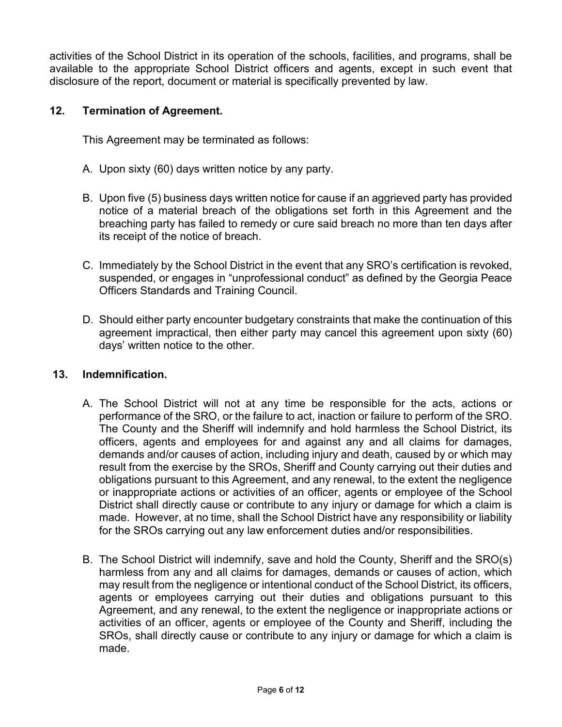activities of the School District in its operation of the schools, facilities, and programs, shall be available to the appropriate School District officers and agents, except in such event that disclosure of the report, document or material is specifically prevented by law.

## 12. Termination of Agreement.

This Agreement may be terminated as follows:

A. Upon sixty (60) days written notice by any party.

B. Upon five (5) business days written notice for cause if an aggrieved party has provided notice of a material breach of the obligations set forth in this Agreement and the breaching party has failed to remedy or cure said breach no more than ten days after its receipt of the notice of breach.

C. Immediately by the School District in the event that any SRO's certification is revoked, suspended, or engages in "unprofessional conduct" as defined by the Georgia Peace Officers Standards and Training Council.

D. Should either party encounter budgetary constraints that make the continuation of this agreement impractical, then either party may cancel this agreement upon sixty (60) days' written notice to the other.

## 13. Indemnification.

A. The School District will not at any time be responsible for the acts, actions or performance of the SRO, or the failure to act, inaction or failure to perform of the SRO. The County and the Sheriff will indemnify and hold harmless the School District, its officers, agents and employees for and against any and all claims for damages, demands and/or causes of action, including injury and death, caused by or which may result from the exercise by the SROs, Sheriff and County carrying out their duties and obligations pursuant to this Agreement, and any renewal, to the extent the negligence or inappropriate actions or activities of an officer, agents or employee of the School District shall directly cause or contribute to any injury or damage for which a claim is made. However, at no time, shall the School District have any responsibility or liability for the SROs carrying out any law enforcement duties and/or responsibilities.

B. The School District will indemnify, save and hold the County, Sheriff and the SRO(s) harmless from any and all claims for damages, demands or causes of action, which may result from the negligence or intentional conduct of the School District, its officers, agents or employees carrying out their duties and obligations pursuant to this Agreement, and any renewal, to the extent the negligence or inappropriate actions or activities of an officer, agents or employee of the County and Sheriff, including the SROs, shall directly cause or contribute to any injury or damage for which a claim is made.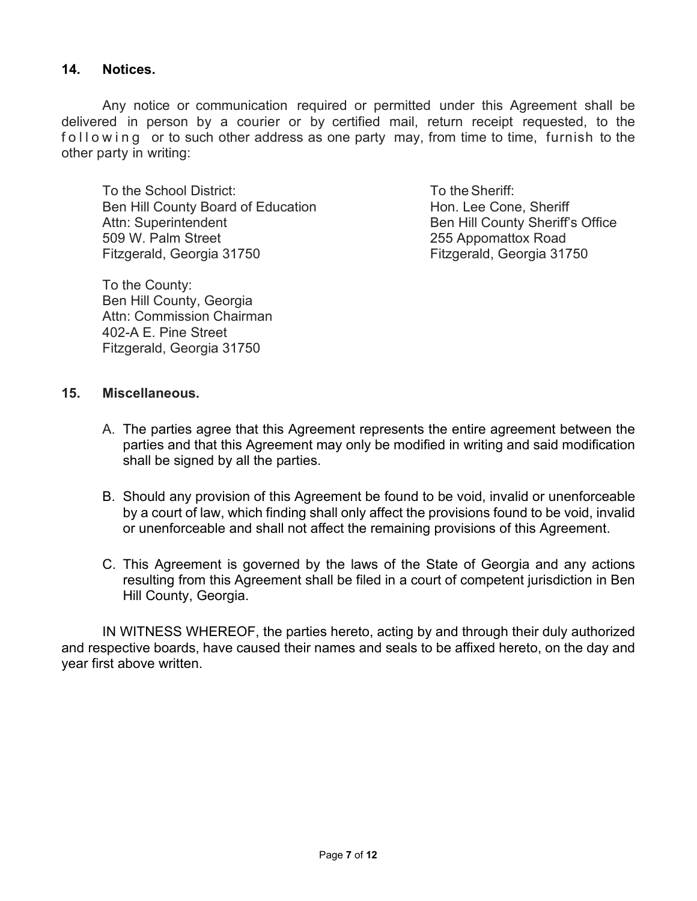## 14. Notices.

Any notice or communication required or permitted under this Agreement shall be delivered in person by a courier or by certified mail, return receipt requested, to the following or to such other address as one party may, from time to time, furnish to the other party in writing:

To the School District:
Ben Hill County Board of Education
Attn: Superintendent
509 W. Palm Street
Fitzgerald, Georgia 31750

To the Sheriff:
Hon. Lee Cone, Sheriff
Ben Hill County Sheriff's Office
255 Appomattox Road
Fitzgerald, Georgia 31750

To the County:
Ben Hill County, Georgia
Attn: Commission Chairman
402-A E. Pine Street
Fitzgerald, Georgia 31750

## 15. Miscellaneous.

A. The parties agree that this Agreement represents the entire agreement between the parties and that this Agreement may only be modified in writing and said modification shall be signed by all the parties.

B. Should any provision of this Agreement be found to be void, invalid or unenforceable by a court of law, which finding shall only affect the provisions found to be void, invalid or unenforceable and shall not affect the remaining provisions of this Agreement.

C. This Agreement is governed by the laws of the State of Georgia and any actions resulting from this Agreement shall be filed in a court of competent jurisdiction in Ben Hill County, Georgia.

IN WITNESS WHEREOF, the parties hereto, acting by and through their duly authorized and respective boards, have caused their names and seals to be affixed hereto, on the day and year first above written.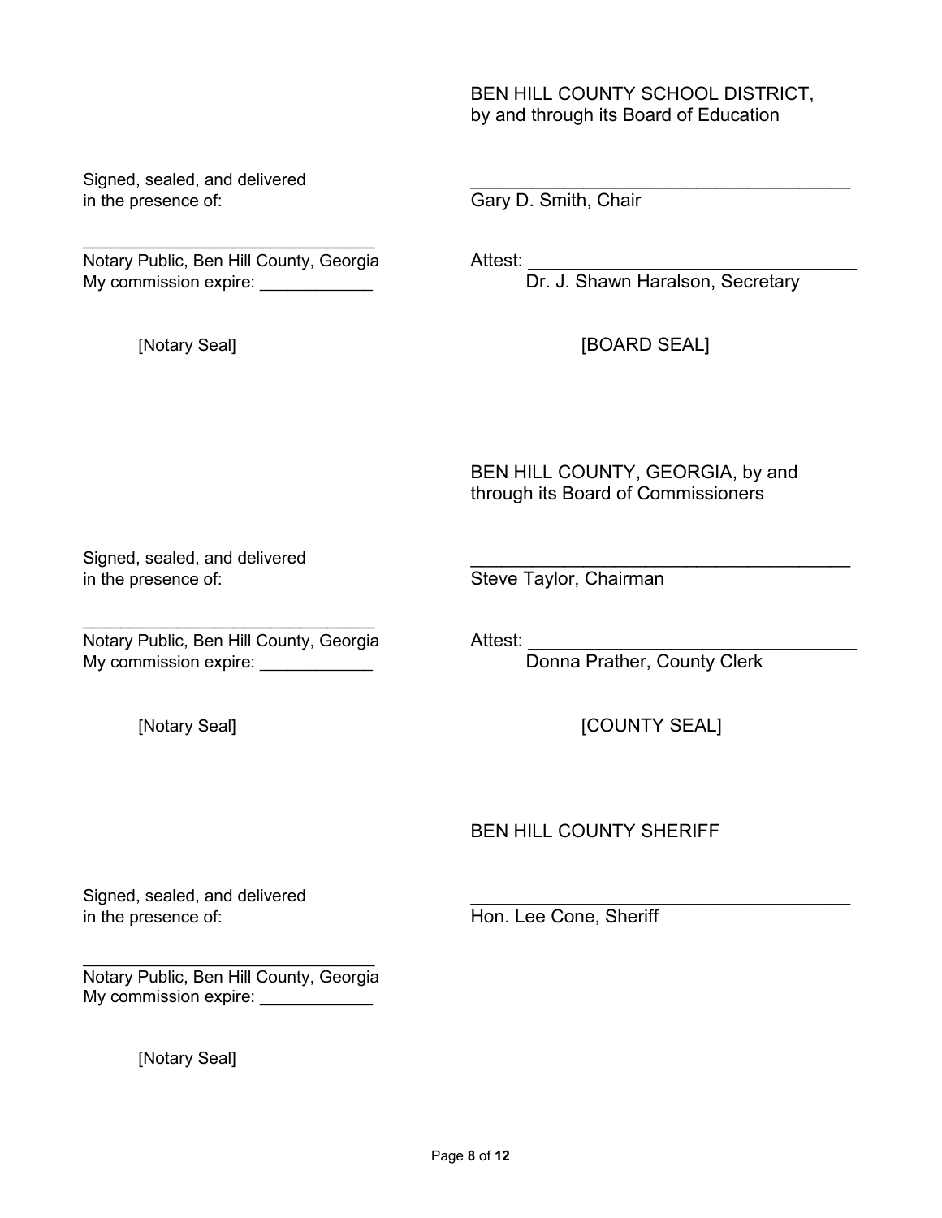BEN HILL COUNTY SCHOOL DISTRICT,
by and through its Board of Education

Signed, sealed, and delivered
in the presence of:

______________________________
Notary Public, Ben Hill County, Georgia
My commission expire: ____________

[Notary Seal]

______________________________________
Gary D. Smith, Chair

Attest: ________________________________
Dr. J. Shawn Haralson, Secretary

[BOARD SEAL]

BEN HILL COUNTY, GEORGIA, by and
through its Board of Commissioners

Signed, sealed, and delivered
in the presence of:

______________________________
Notary Public, Ben Hill County, Georgia
My commission expire: ____________

[Notary Seal]

______________________________________
Steve Taylor, Chairman

Attest: ________________________________
Donna Prather, County Clerk

[COUNTY SEAL]

BEN HILL COUNTY SHERIFF

Signed, sealed, and delivered
in the presence of:

______________________________
Notary Public, Ben Hill County, Georgia
My commission expire: ____________

[Notary Seal]

______________________________________
Hon. Lee Cone, Sheriff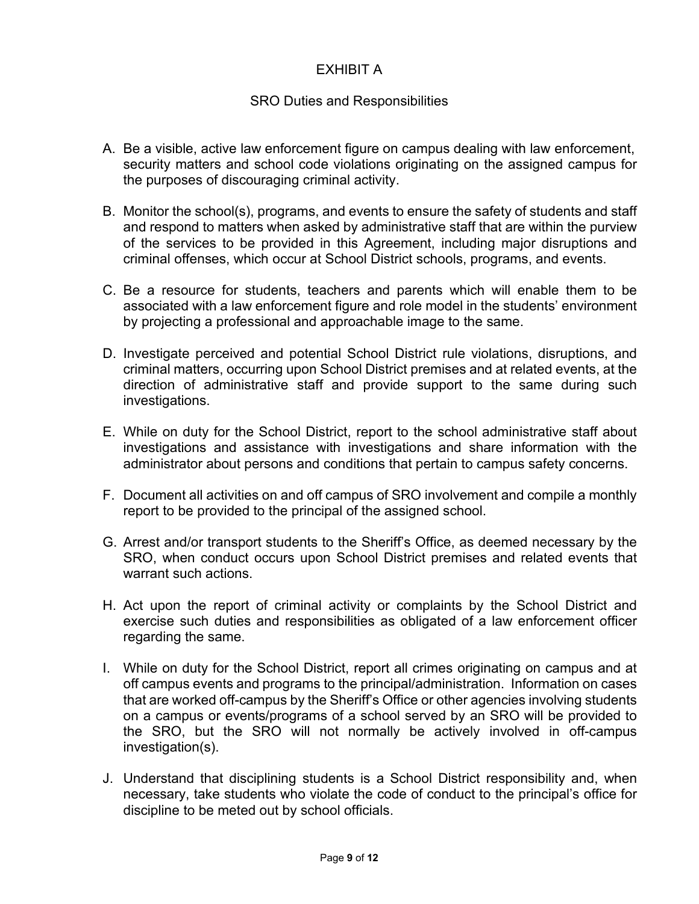# EXHIBIT A

## SRO Duties and Responsibilities

A. Be a visible, active law enforcement figure on campus dealing with law enforcement, security matters and school code violations originating on the assigned campus for the purposes of discouraging criminal activity.

B. Monitor the school(s), programs, and events to ensure the safety of students and staff and respond to matters when asked by administrative staff that are within the purview of the services to be provided in this Agreement, including major disruptions and criminal offenses, which occur at School District schools, programs, and events.

C. Be a resource for students, teachers and parents which will enable them to be associated with a law enforcement figure and role model in the students' environment by projecting a professional and approachable image to the same.

D. Investigate perceived and potential School District rule violations, disruptions, and criminal matters, occurring upon School District premises and at related events, at the direction of administrative staff and provide support to the same during such investigations.

E. While on duty for the School District, report to the school administrative staff about investigations and assistance with investigations and share information with the administrator about persons and conditions that pertain to campus safety concerns.

F. Document all activities on and off campus of SRO involvement and compile a monthly report to be provided to the principal of the assigned school.

G. Arrest and/or transport students to the Sheriff's Office, as deemed necessary by the SRO, when conduct occurs upon School District premises and related events that warrant such actions.

H. Act upon the report of criminal activity or complaints by the School District and exercise such duties and responsibilities as obligated of a law enforcement officer regarding the same.

I. While on duty for the School District, report all crimes originating on campus and at off campus events and programs to the principal/administration. Information on cases that are worked off-campus by the Sheriff's Office or other agencies involving students on a campus or events/programs of a school served by an SRO will be provided to the SRO, but the SRO will not normally be actively involved in off-campus investigation(s).

J. Understand that disciplining students is a School District responsibility and, when necessary, take students who violate the code of conduct to the principal's office for discipline to be meted out by school officials.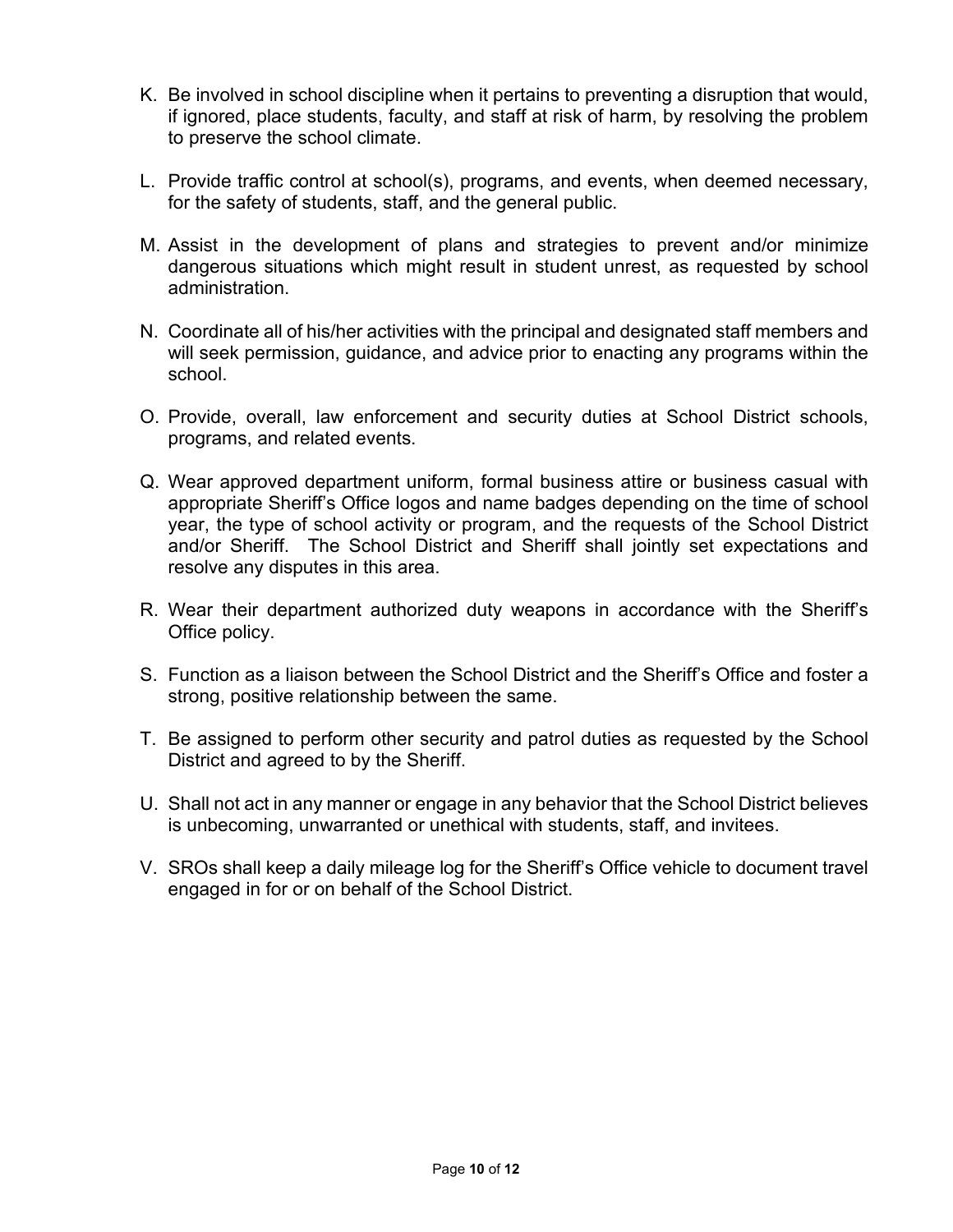K. Be involved in school discipline when it pertains to preventing a disruption that would, if ignored, place students, faculty, and staff at risk of harm, by resolving the problem to preserve the school climate.

L. Provide traffic control at school(s), programs, and events, when deemed necessary, for the safety of students, staff, and the general public.

M. Assist in the development of plans and strategies to prevent and/or minimize dangerous situations which might result in student unrest, as requested by school administration.

N. Coordinate all of his/her activities with the principal and designated staff members and will seek permission, guidance, and advice prior to enacting any programs within the school.

O. Provide, overall, law enforcement and security duties at School District schools, programs, and related events.

Q. Wear approved department uniform, formal business attire or business casual with appropriate Sheriff's Office logos and name badges depending on the time of school year, the type of school activity or program, and the requests of the School District and/or Sheriff. The School District and Sheriff shall jointly set expectations and resolve any disputes in this area.

R. Wear their department authorized duty weapons in accordance with the Sheriff's Office policy.

S. Function as a liaison between the School District and the Sheriff's Office and foster a strong, positive relationship between the same.

T. Be assigned to perform other security and patrol duties as requested by the School District and agreed to by the Sheriff.

U. Shall not act in any manner or engage in any behavior that the School District believes is unbecoming, unwarranted or unethical with students, staff, and invitees.

V. SROs shall keep a daily mileage log for the Sheriff's Office vehicle to document travel engaged in for or on behalf of the School District.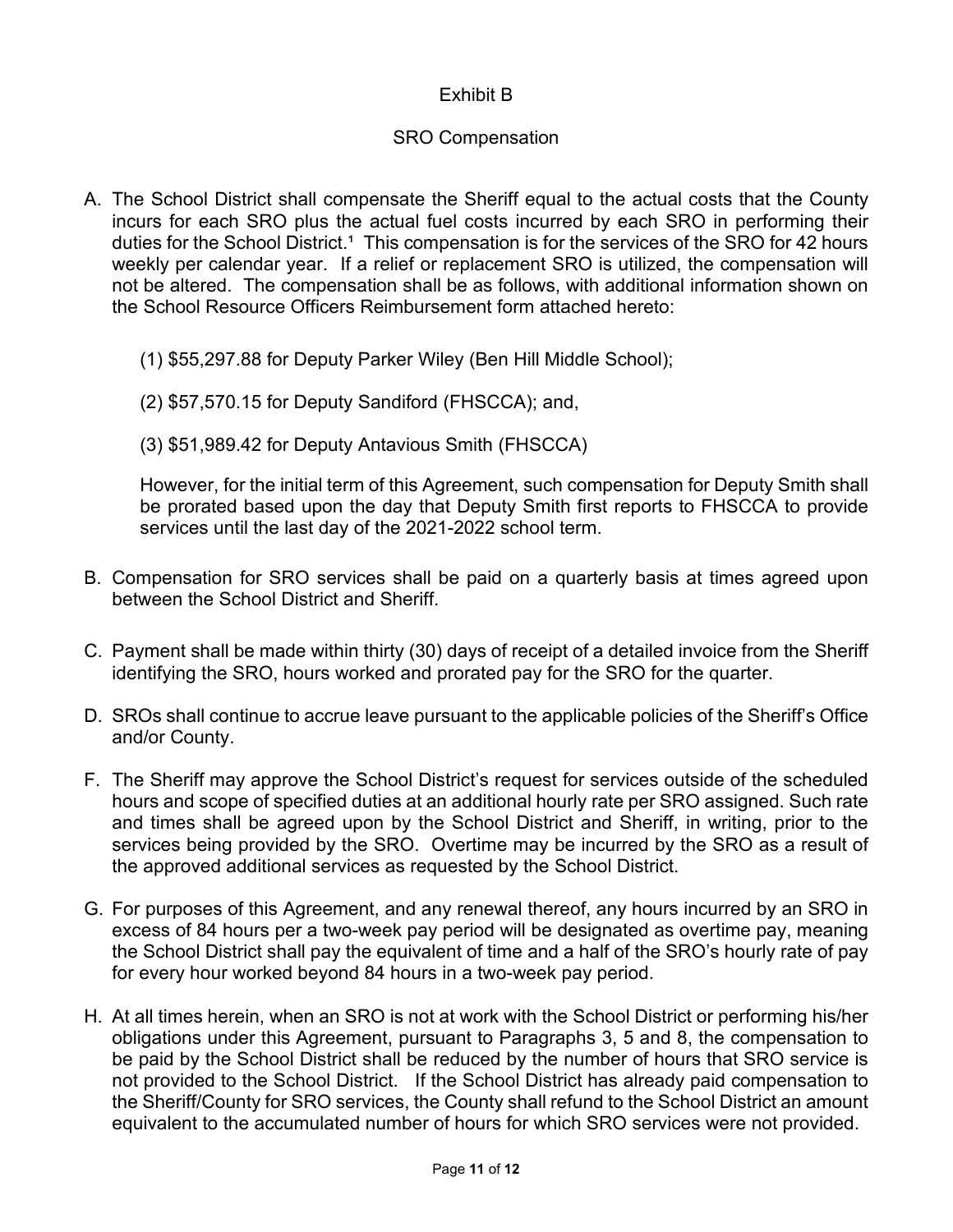# Exhibit B

## SRO Compensation

A. The School District shall compensate the Sheriff equal to the actual costs that the County incurs for each SRO plus the actual fuel costs incurred by each SRO in performing their duties for the School District.[1] This compensation is for the services of the SRO for 42 hours weekly per calendar year. If a relief or replacement SRO is utilized, the compensation will not be altered. The compensation shall be as follows, with additional information shown on the School Resource Officers Reimbursement form attached hereto:

   (1) $55,297.88 for Deputy Parker Wiley (Ben Hill Middle School);

   (2) $57,570.15 for Deputy Sandiford (FHSCCA); and,

   (3) $51,989.42 for Deputy Antavious Smith (FHSCCA)

   However, for the initial term of this Agreement, such compensation for Deputy Smith shall be prorated based upon the day that Deputy Smith first reports to FHSCCA to provide services until the last day of the 2021-2022 school term.

B. Compensation for SRO services shall be paid on a quarterly basis at times agreed upon between the School District and Sheriff.

C. Payment shall be made within thirty (30) days of receipt of a detailed invoice from the Sheriff identifying the SRO, hours worked and prorated pay for the SRO for the quarter.

D. SROs shall continue to accrue leave pursuant to the applicable policies of the Sheriff's Office and/or County.

F. The Sheriff may approve the School District's request for services outside of the scheduled hours and scope of specified duties at an additional hourly rate per SRO assigned. Such rate and times shall be agreed upon by the School District and Sheriff, in writing, prior to the services being provided by the SRO. Overtime may be incurred by the SRO as a result of the approved additional services as requested by the School District.

G. For purposes of this Agreement, and any renewal thereof, any hours incurred by an SRO in excess of 84 hours per a two-week pay period will be designated as overtime pay, meaning the School District shall pay the equivalent of time and a half of the SRO's hourly rate of pay for every hour worked beyond 84 hours in a two-week pay period.

H. At all times herein, when an SRO is not at work with the School District or performing his/her obligations under this Agreement, pursuant to Paragraphs 3, 5 and 8, the compensation to be paid by the School District shall be reduced by the number of hours that SRO service is not provided to the School District. If the School District has already paid compensation to the Sheriff/County for SRO services, the County shall refund to the School District an amount equivalent to the accumulated number of hours for which SRO services were not provided.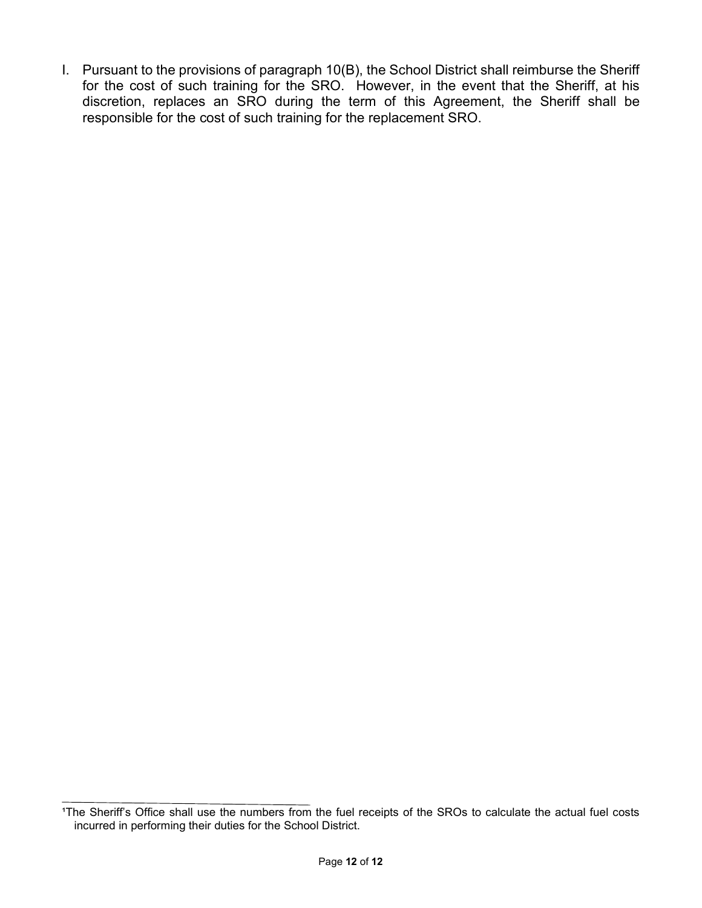I. Pursuant to the provisions of paragraph 10(B), the School District shall reimburse the Sheriff for the cost of such training for the SRO. However, in the event that the Sheriff, at his discretion, replaces an SRO during the term of this Agreement, the Sheriff shall be responsible for the cost of such training for the replacement SRO.

---

[1] The Sheriff's Office shall use the numbers from the fuel receipts of the SROs to calculate the actual fuel costs incurred in performing their duties for the School District.